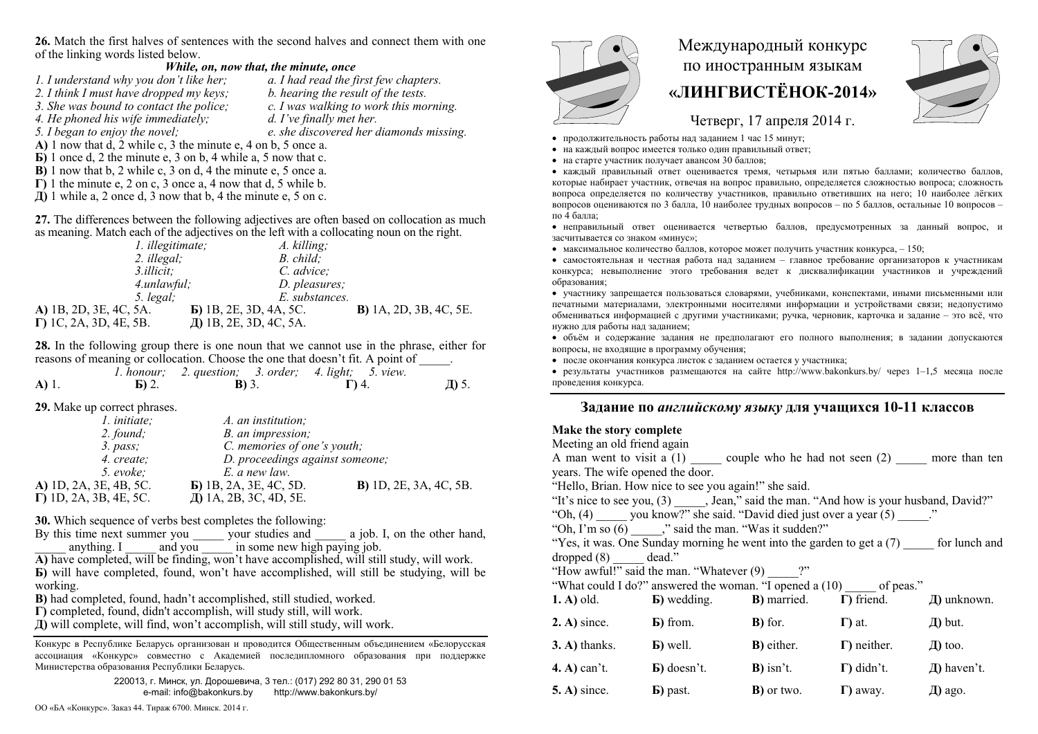**26.** Match the first halves of sentences with the second halves and connect them with one of the linking words listed below.

***While, on, now that, the minute, once***

*1. I understand why you don't like her;* *a. I had read the first few chapters.*
*2. I think I must have dropped my keys;* *b. hearing the result of the tests.*
*3. She was bound to contact the police;* *c. I was walking to work this morning.*
*4. He phoned his wife immediately;* *d. I've finally met her.*
*5. I began to enjoy the novel;* *e. she discovered her diamonds missing.*

**А)** 1 now that d, 2 while c, 3 the minute e, 4 on b, 5 once a.
**Б)** 1 once d, 2 the minute e, 3 on b, 4 while a, 5 now that c.
**В)** 1 now that b, 2 while c, 3 on d, 4 the minute e, 5 once a.
**Г)** 1 the minute e, 2 on c, 3 once a, 4 now that d, 5 while b.
**Д)** 1 while a, 2 once d, 3 now that b, 4 the minute e, 5 on c.

**27.** The differences between the following adjectives are often based on collocation as much as meaning. Match each of the adjectives on the left with a collocating noun on the right.

*1. illegitimate;* *A. killing;*
*2. illegal;* *B. child;*
*3.illicit;* *C. advice;*
*4.unlawful;* *D. pleasures;*
*5. legal;* *E. substances.*

**А)** 1B, 2D, 3E, 4C, 5A. **Б)** 1B, 2E, 3D, 4A, 5C. **В)** 1A, 2D, 3B, 4C, 5E.
**Г)** 1C, 2A, 3D, 4E, 5B. **Д)** 1B, 2E, 3D, 4C, 5A.

**28.** In the following group there is one noun that we cannot use in the phrase, either for reasons of meaning or collocation. Choose the one that doesn't fit. A point of _____.

*1. honour; 2. question; 3. order; 4. light; 5. view.*

**А)** 1. **Б)** 2. **В)** 3. **Г)** 4. **Д)** 5.

**29.** Make up correct phrases.

*1. initiate;* *A. an institution;*
*2. found;* *B. an impression;*
*3. pass;* *C. memories of one's youth;*
*4. create;* *D. proceedings against someone;*
*5. evoke;* *E. a new law.*

**А)** 1D, 2A, 3E, 4B, 5C. **Б)** 1B, 2A, 3E, 4C, 5D. **В)** 1D, 2E, 3A, 4C, 5B.
**Г)** 1D, 2A, 3B, 4E, 5C. **Д)** 1A, 2B, 3C, 4D, 5E.

**30.** Which sequence of verbs best completes the following:

By this time next summer you _____ your studies and _____ a job. I, on the other hand, _____ anything. I _____ and you _____ in some new high paying job.

**А)** have completed, will be finding, won't have accomplished, will still study, will work.
**Б)** will have completed, found, won't have accomplished, will still be studying, will be working.
**В)** had completed, found, hadn't accomplished, still studied, worked.
**Г)** completed, found, didn't accomplish, will study still, will work.
**Д)** will complete, will find, won't accomplish, will still study, will work.

Конкурс в Республике Беларусь организован и проводится Общественным объединением «Белорусская ассоциация «Конкурс» совместно с Академией последипломного образования при поддержке Министерства образования Республики Беларусь.

220013, г. Минск, ул. Дорошевича, 3 тел.: (017) 292 80 31, 290 01 53
e-mail: info@bakonkurs.by http://www.bakonkurs.by/

ОО «БА «Конкурс». Заказ 44. Тираж 6700. Минск. 2014 г.

# Международный конкурс по иностранным языкам «ЛИНГВИСТЁНОК-2014»

Четверг, 17 апреля 2014 г.

- продолжительность работы над заданием 1 час 15 минут;
- на каждый вопрос имеется только один правильный ответ;
- на старте участник получает авансом 30 баллов;
- каждый правильный ответ оценивается тремя, четырьмя или пятью баллами; количество баллов, которые набирает участник, отвечая на вопрос правильно, определяется сложностью вопроса; сложность вопроса определяется по количеству участников, правильно ответивших на него; 10 наиболее лёгких вопросов оцениваются по 3 балла, 10 наиболее трудных вопросов – по 5 баллов, остальные 10 вопросов – по 4 балла;
- неправильный ответ оценивается четвертью баллов, предусмотренных за данный вопрос, и засчитывается со знаком «минус»;
- максимальное количество баллов, которое может получить участник конкурса, – 150;
- самостоятельная и честная работа над заданием – главное требование организаторов к участникам конкурса; невыполнение этого требования ведет к дисквалификации участников и учреждений образования;
- участнику запрещается пользоваться словарями, учебниками, конспектами, иными письменными или печатными материалами, электронными носителями информации и устройствами связи; недопустимо обмениваться информацией с другими участниками; ручка, черновик, карточка и задание – это всё, что нужно для работы над заданием;
- объём и содержание задания не предполагают его полного выполнения; в задании допускаются вопросы, не входящие в программу обучения;
- после окончания конкурса листок с заданием остается у участника;
- результаты участников размещаются на сайте http://www.bakonkurs.by/ через 1–1,5 месяца после проведения конкурса.

## Задание по *английскому языку* для учащихся 10-11 классов

**Make the story complete**

Meeting an old friend again

A man went to visit a (1) _____ couple who he had not seen (2) _____ more than ten years. The wife opened the door.

"Hello, Brian. How nice to see you again!" she said.

"It's nice to see you, (3) _____, Jean," said the man. "And how is your husband, David?"

"Oh, (4) _____ you know?" she said. "David died just over a year (5) _____."

"Oh, I'm so (6) _____," said the man. "Was it sudden?"

"Yes, it was. One Sunday morning he went into the garden to get a (7) _____ for lunch and dropped (8) _____ dead."

"How awful!" said the man. "Whatever (9) _____?"

"What could I do?" answered the woman. "I opened a (10) _____ of peas."

| | | | | |
|---|---|---|---|---|
| **1. А)** old. | **Б)** wedding. | **В)** married. | **Г)** friend. | **Д)** unknown. |
| **2. А)** since. | **Б)** from. | **В)** for. | **Г)** at. | **Д)** but. |
| **3. А)** thanks. | **Б)** well. | **В)** either. | **Г)** neither. | **Д)** too. |
| **4. А)** can't. | **Б)** doesn't. | **В)** isn't. | **Г)** didn't. | **Д)** haven't. |
| **5. А)** since. | **Б)** past. | **В)** or two. | **Г)** away. | **Д)** ago. |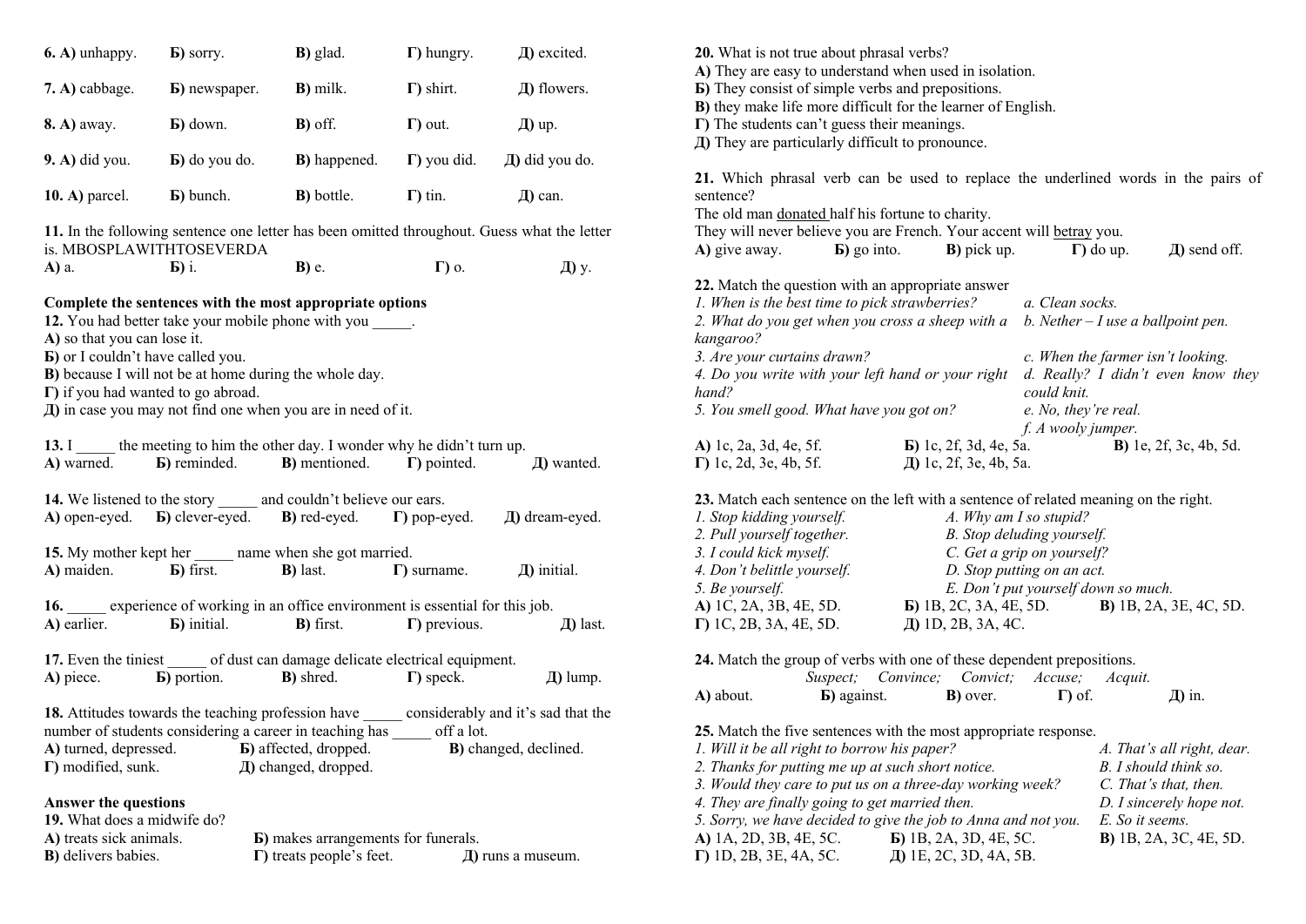**6. А)** unhappy. **Б)** sorry. **В)** glad. **Г)** hungry. **Д)** excited.

**7. А)** cabbage. **Б)** newspaper. **В)** milk. **Г)** shirt. **Д)** flowers.

**8. А)** away. **Б)** down. **В)** off. **Г)** out. **Д)** up.

**9. А)** did you. **Б)** do you do. **В)** happened. **Г)** you did. **Д)** did you do.

**10. А)** parcel. **Б)** bunch. **В)** bottle. **Г)** tin. **Д)** can.

**11.** In the following sentence one letter has been omitted throughout. Guess what the letter is. MBOSPLAWITHTOSEVERDA
**А)** a. **Б)** i. **В)** e. **Г)** o. **Д)** y.

**Complete the sentences with the most appropriate options**

**12.** You had better take your mobile phone with you _____.
**А)** so that you can lose it.
**Б)** or I couldn't have called you.
**В)** because I will not be at home during the whole day.
**Г)** if you had wanted to go abroad.
**Д)** in case you may not find one when you are in need of it.

**13.** I _____ the meeting to him the other day. I wonder why he didn't turn up.
**А)** warned. **Б)** reminded. **В)** mentioned. **Г)** pointed. **Д)** wanted.

**14.** We listened to the story _____ and couldn't believe our ears.
**А)** open-eyed. **Б)** clever-eyed. **В)** red-eyed. **Г)** pop-eyed. **Д)** dream-eyed.

**15.** My mother kept her _____ name when she got married.
**А)** maiden. **Б)** first. **В)** last. **Г)** surname. **Д)** initial.

**16.** _____ experience of working in an office environment is essential for this job.
**А)** earlier. **Б)** initial. **В)** first. **Г)** previous. **Д)** last.

**17.** Even the tiniest _____ of dust can damage delicate electrical equipment.
**А)** piece. **Б)** portion. **В)** shred. **Г)** speck. **Д)** lump.

**18.** Attitudes towards the teaching profession have _____ considerably and it's sad that the number of students considering a career in teaching has _____ off a lot.
**А)** turned, depressed. **Б)** affected, dropped. **В)** changed, declined.
**Г)** modified, sunk. **Д)** changed, dropped.

**Answer the questions**

**19.** What does a midwife do?
**А)** treats sick animals. **Б)** makes arrangements for funerals.
**В)** delivers babies. **Г)** treats people's feet. **Д)** runs a museum.

**20.** What is not true about phrasal verbs?
**А)** They are easy to understand when used in isolation.
**Б)** They consist of simple verbs and prepositions.
**В)** they make life more difficult for the learner of English.
**Г)** The students can't guess their meanings.
**Д)** They are particularly difficult to pronounce.

**21.** Which phrasal verb can be used to replace the underlined words in the pairs of sentence?
The old man donated half his fortune to charity.
They will never believe you are French. Your accent will betray you.
**А)** give away. **Б)** go into. **В)** pick up. **Г)** do up. **Д)** send off.

**22.** Match the question with an appropriate answer

| | |
|---|---|
| *1. When is the best time to pick strawberries?* | *a. Clean socks.* |
| *2. What do you get when you cross a sheep with a kangaroo?* | *b. Nether – I use a ballpoint pen.* |
| *3. Are your curtains drawn?* | *c. When the farmer isn't looking.* |
| *4. Do you write with your left hand or your right hand?* | *d. Really? I didn't even know they could knit.* |
| *5. You smell good. What have you got on?* | *e. No, they're real.* |
| | *f. A wooly jumper.* |

**А)** 1c, 2a, 3d, 4e, 5f. **Б)** 1c, 2f, 3d, 4e, 5a. **В)** 1e, 2f, 3c, 4b, 5d.
**Г)** 1c, 2d, 3e, 4b, 5f. **Д)** 1c, 2f, 3e, 4b, 5a.

**23.** Match each sentence on the left with a sentence of related meaning on the right.

| | |
|---|---|
| *1. Stop kidding yourself.* | *A. Why am I so stupid?* |
| *2. Pull yourself together.* | *B. Stop deluding yourself.* |
| *3. I could kick myself.* | *C. Get a grip on yourself?* |
| *4. Don't belittle yourself.* | *D. Stop putting on an act.* |
| *5. Be yourself.* | *E. Don't put yourself down so much.* |

**А)** 1C, 2A, 3B, 4E, 5D. **Б)** 1B, 2C, 3A, 4E, 5D. **В)** 1B, 2A, 3E, 4C, 5D.
**Г)** 1C, 2B, 3A, 4E, 5D. **Д)** 1D, 2B, 3A, 4C.

**24.** Match the group of verbs with one of these dependent prepositions.
*Suspect; Convince; Convict; Accuse; Acquit.*
**А)** about. **Б)** against. **В)** over. **Г)** of. **Д)** in.

**25.** Match the five sentences with the most appropriate response.

| | |
|---|---|
| *1. Will it be all right to borrow his paper?* | *A. That's all right, dear.* |
| *2. Thanks for putting me up at such short notice.* | *B. I should think so.* |
| *3. Would they care to put us on a three-day working week?* | *C. That's that, then.* |
| *4. They are finally going to get married then.* | *D. I sincerely hope not.* |
| *5. Sorry, we have decided to give the job to Anna and not you.* | *E. So it seems.* |

**А)** 1A, 2D, 3B, 4E, 5C. **Б)** 1B, 2A, 3D, 4E, 5C. **В)** 1B, 2A, 3C, 4E, 5D.
**Г)** 1D, 2B, 3E, 4A, 5C. **Д)** 1E, 2C, 3D, 4A, 5B.